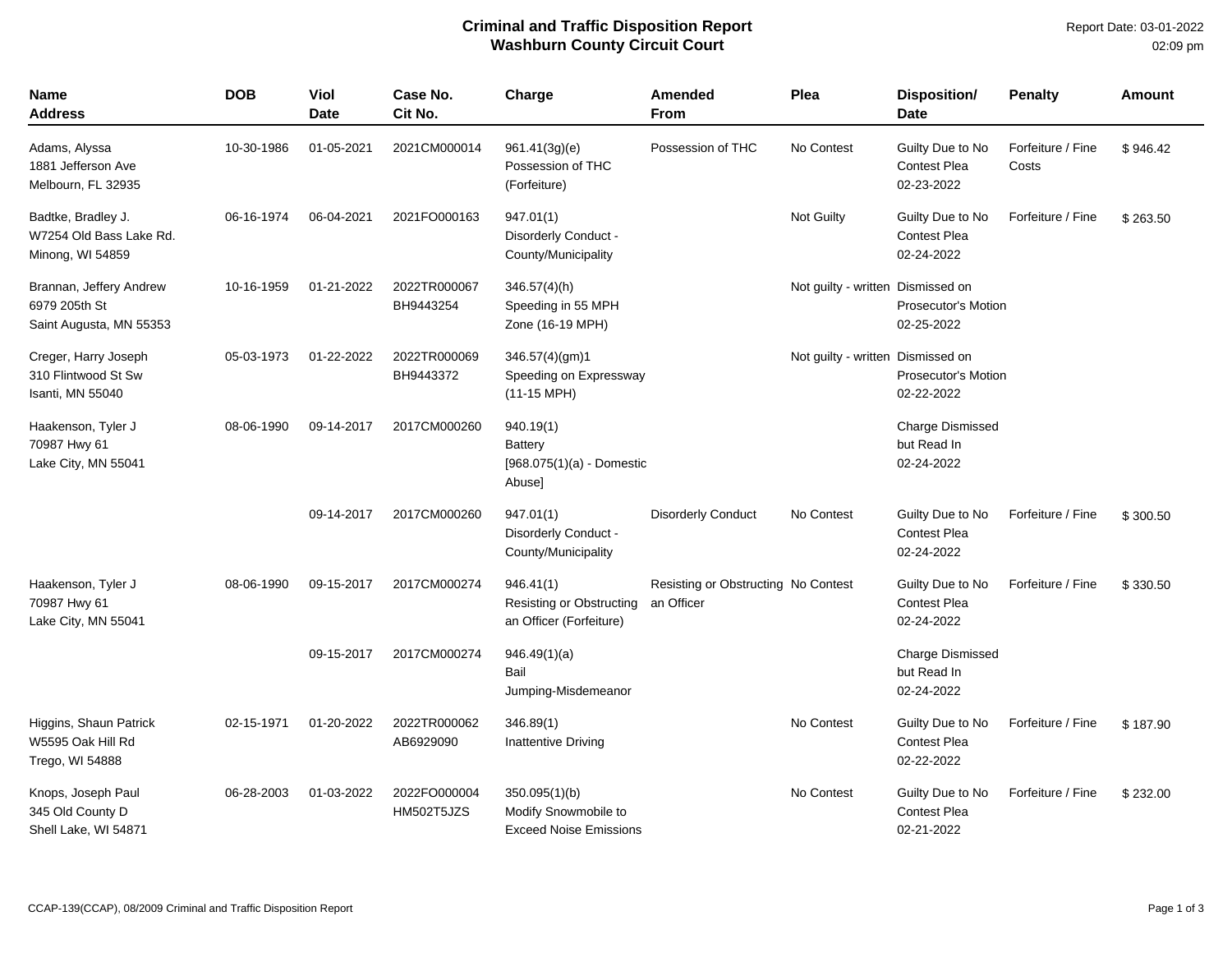# Criminal and Traffic Disposition Report
## Washburn County Circuit Court

Report Date: 03-01-2022
02:09 pm

| Name<br>Address | DOB | Viol Date | Case No.<br>Cit No. | Charge | Amended From | Plea | Disposition/ Date | Penalty | Amount |
|---|---|---|---|---|---|---|---|---|---|
| Adams, Alyssa<br>1881 Jefferson Ave<br>Melbourn, FL 32935 | 10-30-1986 | 01-05-2021 | 2021CM000014 | 961.41(3g)(e)<br>Possession of THC (Forfeiture) | Possession of THC | No Contest | Guilty Due to No Contest Plea<br>02-23-2022 | Forfeiture / Fine Costs | $ 946.42 |
| Badtke, Bradley J.<br>W7254 Old Bass Lake Rd.<br>Minong, WI 54859 | 06-16-1974 | 06-04-2021 | 2021FO000163 | 947.01(1)<br>Disorderly Conduct - County/Municipality | | Not Guilty | Guilty Due to No Contest Plea<br>02-24-2022 | Forfeiture / Fine | $ 263.50 |
| Brannan, Jeffery Andrew<br>6979 205th St<br>Saint Augusta, MN 55353 | 10-16-1959 | 01-21-2022 | 2022TR000067<br>BH9443254 | 346.57(4)(h)<br>Speeding in 55 MPH Zone (16-19 MPH) | | Not guilty - written | Dismissed on Prosecutor's Motion<br>02-25-2022 | | |
| Creger, Harry Joseph<br>310 Flintwood St Sw<br>Isanti, MN 55040 | 05-03-1973 | 01-22-2022 | 2022TR000069<br>BH9443372 | 346.57(4)(gm)1<br>Speeding on Expressway (11-15 MPH) | | Not guilty - written | Dismissed on Prosecutor's Motion<br>02-22-2022 | | |
| Haakenson, Tyler J<br>70987 Hwy 61<br>Lake City, MN 55041 | 08-06-1990 | 09-14-2017 | 2017CM000260 | 940.19(1)<br>Battery<br>[968.075(1)(a) - Domestic Abuse] | | | Charge Dismissed but Read In<br>02-24-2022 | | |
| | | 09-14-2017 | 2017CM000260 | 947.01(1)<br>Disorderly Conduct - County/Municipality | Disorderly Conduct | No Contest | Guilty Due to No Contest Plea<br>02-24-2022 | Forfeiture / Fine | $ 300.50 |
| Haakenson, Tyler J<br>70987 Hwy 61<br>Lake City, MN 55041 | 08-06-1990 | 09-15-2017 | 2017CM000274 | 946.41(1)<br>Resisting or Obstructing an Officer (Forfeiture) | Resisting or Obstructing an Officer | No Contest | Guilty Due to No Contest Plea<br>02-24-2022 | Forfeiture / Fine | $ 330.50 |
| | | 09-15-2017 | 2017CM000274 | 946.49(1)(a)<br>Bail Jumping-Misdemeanor | | | Charge Dismissed but Read In<br>02-24-2022 | | |
| Higgins, Shaun Patrick<br>W5595 Oak Hill Rd<br>Trego, WI 54888 | 02-15-1971 | 01-20-2022 | 2022TR000062<br>AB6929090 | 346.89(1)<br>Inattentive Driving | | No Contest | Guilty Due to No Contest Plea<br>02-22-2022 | Forfeiture / Fine | $ 187.90 |
| Knops, Joseph Paul<br>345 Old County D<br>Shell Lake, WI 54871 | 06-28-2003 | 01-03-2022 | 2022FO000004<br>HM502T5JZS | 350.095(1)(b)<br>Modify Snowmobile to Exceed Noise Emissions | | No Contest | Guilty Due to No Contest Plea<br>02-21-2022 | Forfeiture / Fine | $ 232.00 |

CCAP-139(CCAP), 08/2009 Criminal and Traffic Disposition Report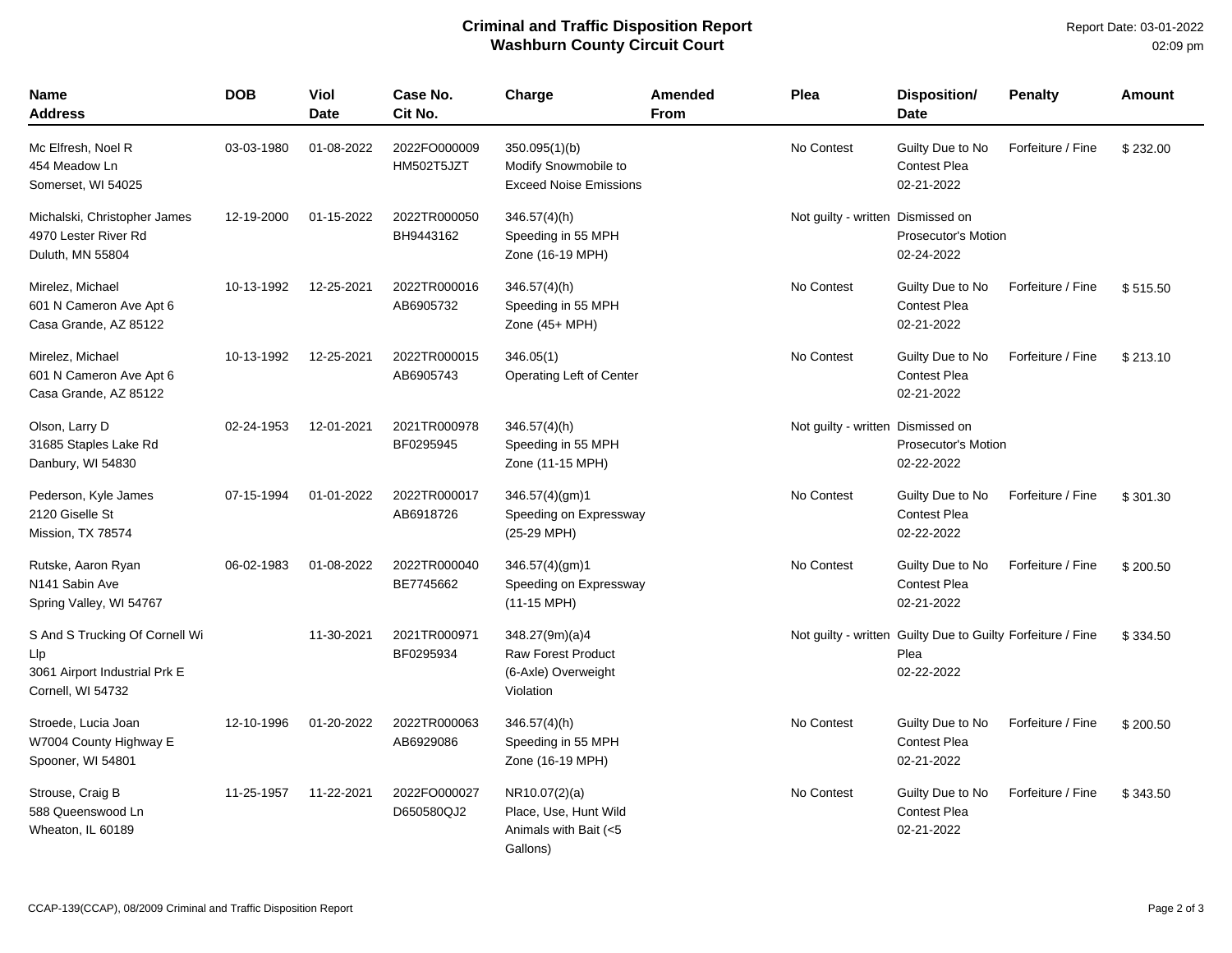# Criminal and Traffic Disposition Report
## Washburn County Circuit Court

Report Date: 03-01-2022
02:09 pm

| Name<br>Address | DOB | Viol Date | Case No.<br>Cit No. | Charge | Amended From | Plea | Disposition/<br>Date | Penalty | Amount |
|---|---|---|---|---|---|---|---|---|---|
| Mc Elfresh, Noel R<br>454 Meadow Ln<br>Somerset, WI 54025 | 03-03-1980 | 01-08-2022 | 2022FO000009<br>HM502T5JZT | 350.095(1)(b)<br>Modify Snowmobile to Exceed Noise Emissions | | No Contest | Guilty Due to No Contest Plea<br>02-21-2022 | Forfeiture / Fine | $ 232.00 |
| Michalski, Christopher James<br>4970 Lester River Rd<br>Duluth, MN 55804 | 12-19-2000 | 01-15-2022 | 2022TR000050<br>BH9443162 | 346.57(4)(h)<br>Speeding in 55 MPH Zone (16-19 MPH) | | Not guilty - written | Dismissed on Prosecutor's Motion<br>02-24-2022 | | |
| Mirelez, Michael<br>601 N Cameron Ave Apt 6<br>Casa Grande, AZ 85122 | 10-13-1992 | 12-25-2021 | 2022TR000016<br>AB6905732 | 346.57(4)(h)<br>Speeding in 55 MPH Zone (45+ MPH) | | No Contest | Guilty Due to No Contest Plea<br>02-21-2022 | Forfeiture / Fine | $ 515.50 |
| Mirelez, Michael<br>601 N Cameron Ave Apt 6<br>Casa Grande, AZ 85122 | 10-13-1992 | 12-25-2021 | 2022TR000015<br>AB6905743 | 346.05(1)<br>Operating Left of Center | | No Contest | Guilty Due to No Contest Plea<br>02-21-2022 | Forfeiture / Fine | $ 213.10 |
| Olson, Larry D<br>31685 Staples Lake Rd<br>Danbury, WI 54830 | 02-24-1953 | 12-01-2021 | 2021TR000978<br>BF0295945 | 346.57(4)(h)<br>Speeding in 55 MPH Zone (11-15 MPH) | | Not guilty - written | Dismissed on Prosecutor's Motion<br>02-22-2022 | | |
| Pederson, Kyle James<br>2120 Giselle St<br>Mission, TX 78574 | 07-15-1994 | 01-01-2022 | 2022TR000017<br>AB6918726 | 346.57(4)(gm)1<br>Speeding on Expressway (25-29 MPH) | | No Contest | Guilty Due to No Contest Plea<br>02-22-2022 | Forfeiture / Fine | $ 301.30 |
| Rutske, Aaron Ryan<br>N141 Sabin Ave<br>Spring Valley, WI 54767 | 06-02-1983 | 01-08-2022 | 2022TR000040<br>BE7745662 | 346.57(4)(gm)1<br>Speeding on Expressway (11-15 MPH) | | No Contest | Guilty Due to No Contest Plea<br>02-21-2022 | Forfeiture / Fine | $ 200.50 |
| S And S Trucking Of Cornell Wi Llp<br>3061 Airport Industrial Prk E<br>Cornell, WI 54732 | | 11-30-2021 | 2021TR000971<br>BF0295934 | 348.27(9m)(a)4<br>Raw Forest Product (6-Axle) Overweight Violation | | Not guilty - written | Guilty Due to Guilty Plea<br>02-22-2022 | Forfeiture / Fine | $ 334.50 |
| Stroede, Lucia Joan<br>W7004 County Highway E<br>Spooner, WI 54801 | 12-10-1996 | 01-20-2022 | 2022TR000063<br>AB6929086 | 346.57(4)(h)<br>Speeding in 55 MPH Zone (16-19 MPH) | | No Contest | Guilty Due to No Contest Plea<br>02-21-2022 | Forfeiture / Fine | $ 200.50 |
| Strouse, Craig B<br>588 Queenswood Ln<br>Wheaton, IL 60189 | 11-25-1957 | 11-22-2021 | 2022FO000027<br>D650580QJ2 | NR10.07(2)(a)<br>Place, Use, Hunt Wild Animals with Bait (<5 Gallons) | | No Contest | Guilty Due to No Contest Plea<br>02-21-2022 | Forfeiture / Fine | $ 343.50 |

CCAP-139(CCAP), 08/2009 Criminal and Traffic Disposition Report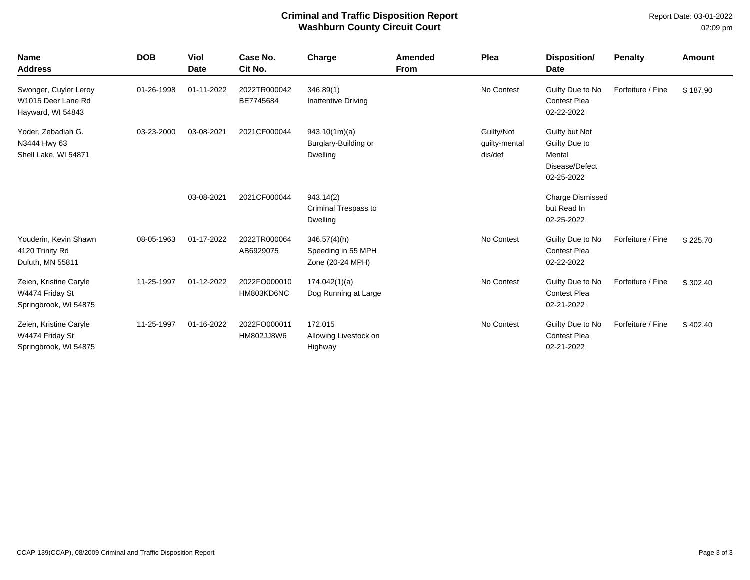# Criminal and Traffic Disposition Report
## Washburn County Circuit Court

Report Date: 03-01-2022
02:09 pm

| Name<br>Address | DOB | Viol<br>Date | Case No.<br>Cit No. | Charge | Amended<br>From | Plea | Disposition/<br>Date | Penalty | Amount |
|---|---|---|---|---|---|---|---|---|---|
| Swonger, Cuyler Leroy<br>W1015 Deer Lane Rd<br>Hayward, WI 54843 | 01-26-1998 | 01-11-2022 | 2022TR000042<br>BE7745684 | 346.89(1)<br>Inattentive Driving | | No Contest | Guilty Due to No Contest Plea<br>02-22-2022 | Forfeiture / Fine | $ 187.90 |
| Yoder, Zebadiah G.<br>N3444 Hwy 63<br>Shell Lake, WI 54871 | 03-23-2000 | 03-08-2021 | 2021CF000044 | 943.10(1m)(a)<br>Burglary-Building or Dwelling | | Guilty/Not guilty-mental dis/def | Guilty but Not Guilty Due to Mental Disease/Defect<br>02-25-2022 | | |
| | | 03-08-2021 | 2021CF000044 | 943.14(2)<br>Criminal Trespass to Dwelling | | | Charge Dismissed but Read In<br>02-25-2022 | | |
| Youderin, Kevin Shawn<br>4120 Trinity Rd<br>Duluth, MN 55811 | 08-05-1963 | 01-17-2022 | 2022TR000064<br>AB6929075 | 346.57(4)(h)<br>Speeding in 55 MPH Zone (20-24 MPH) | | No Contest | Guilty Due to No Contest Plea<br>02-22-2022 | Forfeiture / Fine | $ 225.70 |
| Zeien, Kristine Caryle<br>W4474 Friday St<br>Springbrook, WI 54875 | 11-25-1997 | 01-12-2022 | 2022FO000010<br>HM803KD6NC | 174.042(1)(a)<br>Dog Running at Large | | No Contest | Guilty Due to No Contest Plea<br>02-21-2022 | Forfeiture / Fine | $ 302.40 |
| Zeien, Kristine Caryle<br>W4474 Friday St<br>Springbrook, WI 54875 | 11-25-1997 | 01-16-2022 | 2022FO000011<br>HM802JJ8W6 | 172.015<br>Allowing Livestock on Highway | | No Contest | Guilty Due to No Contest Plea<br>02-21-2022 | Forfeiture / Fine | $ 402.40 |

CCAP-139(CCAP), 08/2009 Criminal and Traffic Disposition Report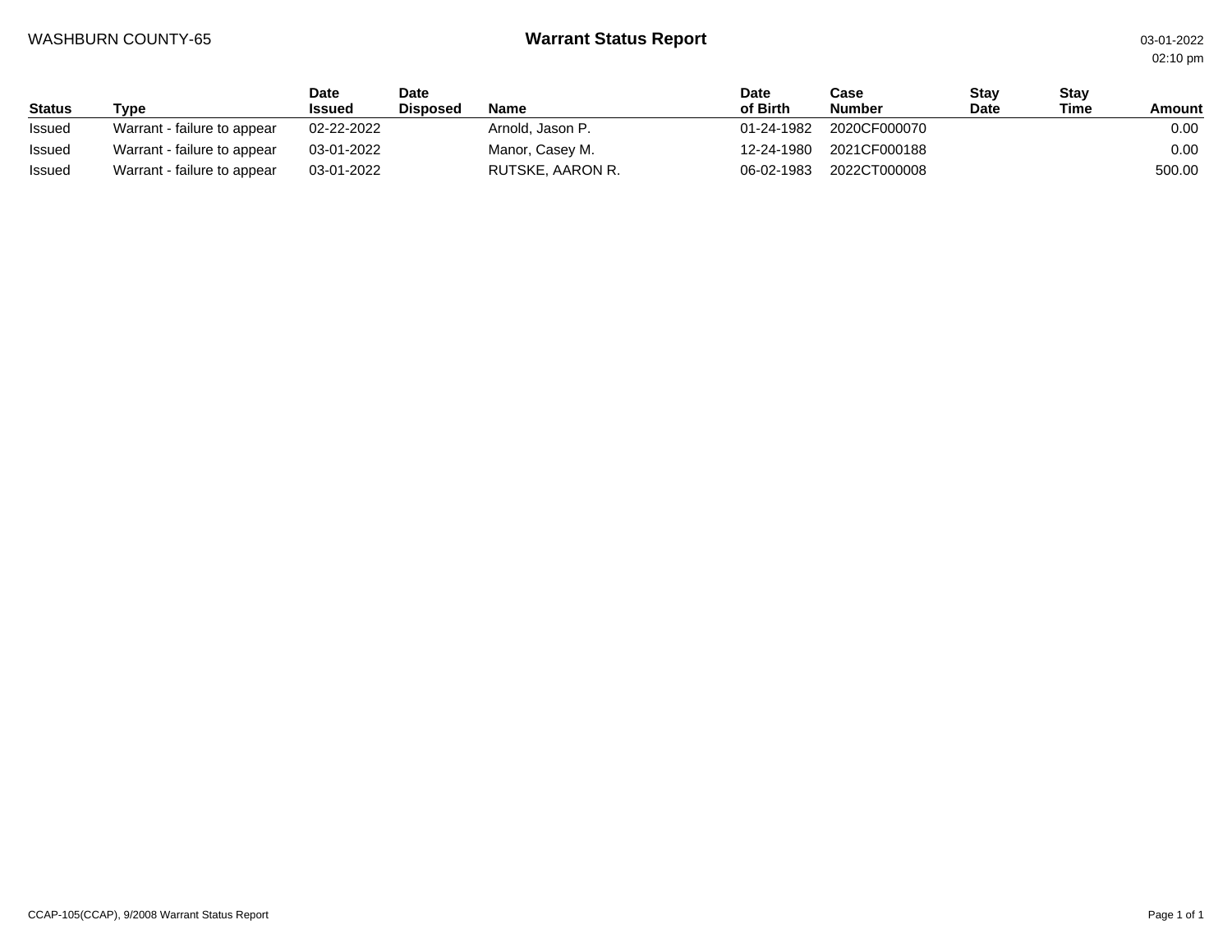WASHBURN COUNTY-65

# Warrant Status Report

03-01-2022
02:10 pm

| Status | Type | Date Issued | Date Disposed | Name | Date of Birth | Case Number | Stay Date | Stay Time | Amount |
|---|---|---|---|---|---|---|---|---|---|
| Issued | Warrant - failure to appear | 02-22-2022 | | Arnold, Jason P. | 01-24-1982 | 2020CF000070 | | | 0.00 |
| Issued | Warrant - failure to appear | 03-01-2022 | | Manor, Casey M. | 12-24-1980 | 2021CF000188 | | | 0.00 |
| Issued | Warrant - failure to appear | 03-01-2022 | | RUTSKE, AARON R. | 06-02-1983 | 2022CT000008 | | | 500.00 |

CCAP-105(CCAP), 9/2008 Warrant Status Report